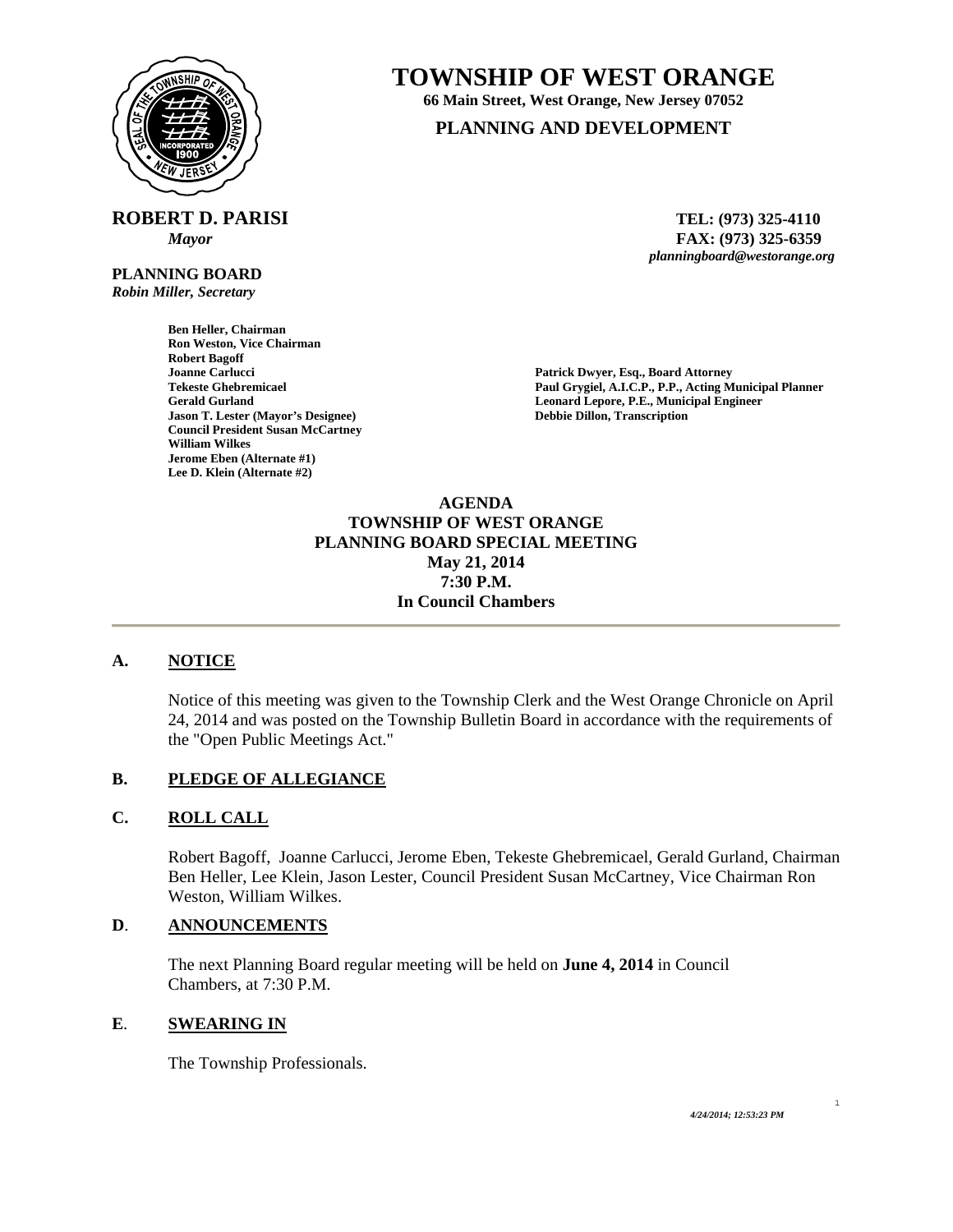# TOWNSHIP OF WEST ORANGE

**66 Main Street, West Orange, New Jersey 07052**

**PLANNING AND DEVELOPMENT**

**ROBERT D. PARISI**
*Mayor*

**TEL: (973) 325-4110**
**FAX: (973) 325-6359**
*planningboard@westorange.org*

**PLANNING BOARD**
*Robin Miller, Secretary*

**Ben Heller, Chairman**
**Ron Weston, Vice Chairman**
**Robert Bagoff**
**Joanne Carlucci**
**Tekeste Ghebremicael**
**Gerald Gurland**
**Jason T. Lester (Mayor's Designee)**
**Council President Susan McCartney**
**William Wilkes**
**Jerome Eben (Alternate #1)**
**Lee D. Klein (Alternate #2)**

**Patrick Dwyer, Esq., Board Attorney**
**Paul Grygiel, A.I.C.P., P.P., Acting Municipal Planner**
**Leonard Lepore, P.E., Municipal Engineer**
**Debbie Dillon, Transcription**

**AGENDA**
**TOWNSHIP OF WEST ORANGE**
**PLANNING BOARD SPECIAL MEETING**
**May 21, 2014**
**7:30 P.M.**
**In Council Chambers**

---

## A. NOTICE

Notice of this meeting was given to the Township Clerk and the West Orange Chronicle on April 24, 2014 and was posted on the Township Bulletin Board in accordance with the requirements of the "Open Public Meetings Act."

## B. PLEDGE OF ALLEGIANCE

## C. ROLL CALL

Robert Bagoff, Joanne Carlucci, Jerome Eben, Tekeste Ghebremicael, Gerald Gurland, Chairman Ben Heller, Lee Klein, Jason Lester, Council President Susan McCartney, Vice Chairman Ron Weston, William Wilkes.

## D. ANNOUNCEMENTS

The next Planning Board regular meeting will be held on **June 4, 2014** in Council Chambers, at 7:30 P.M.

## E. SWEARING IN

The Township Professionals.

*4/24/2014; 12:53:23 PM*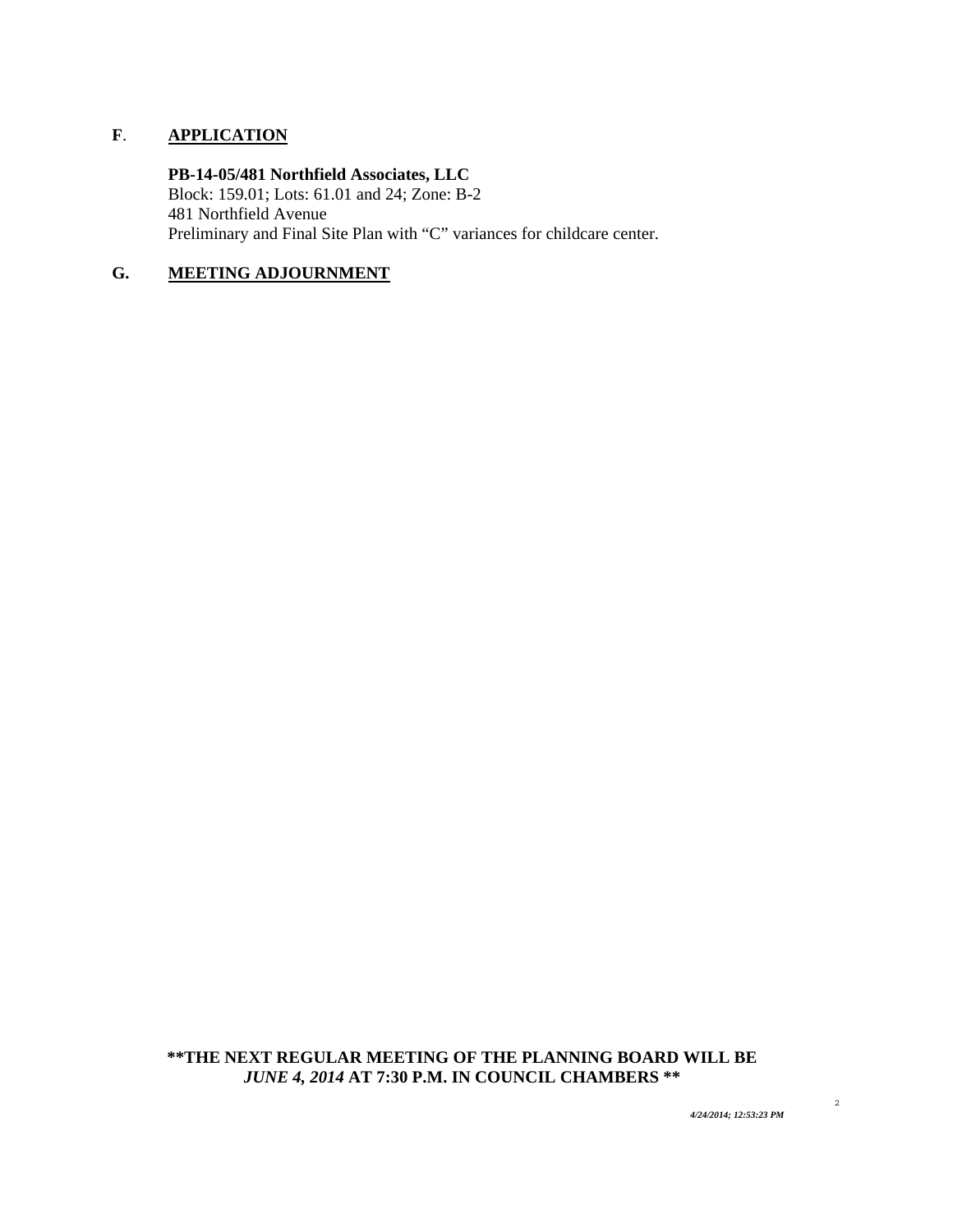**F**. **APPLICATION**

**PB-14-05/481 Northfield Associates, LLC**
Block: 159.01; Lots: 61.01 and 24; Zone: B-2
481 Northfield Avenue
Preliminary and Final Site Plan with "C" variances for childcare center.

**G.** **MEETING ADJOURNMENT**

**\*\*THE NEXT REGULAR MEETING OF THE PLANNING BOARD WILL BE *JUNE 4, 2014* AT 7:30 P.M. IN COUNCIL CHAMBERS \*\***

***4/24/2014; 12:53:23 PM***